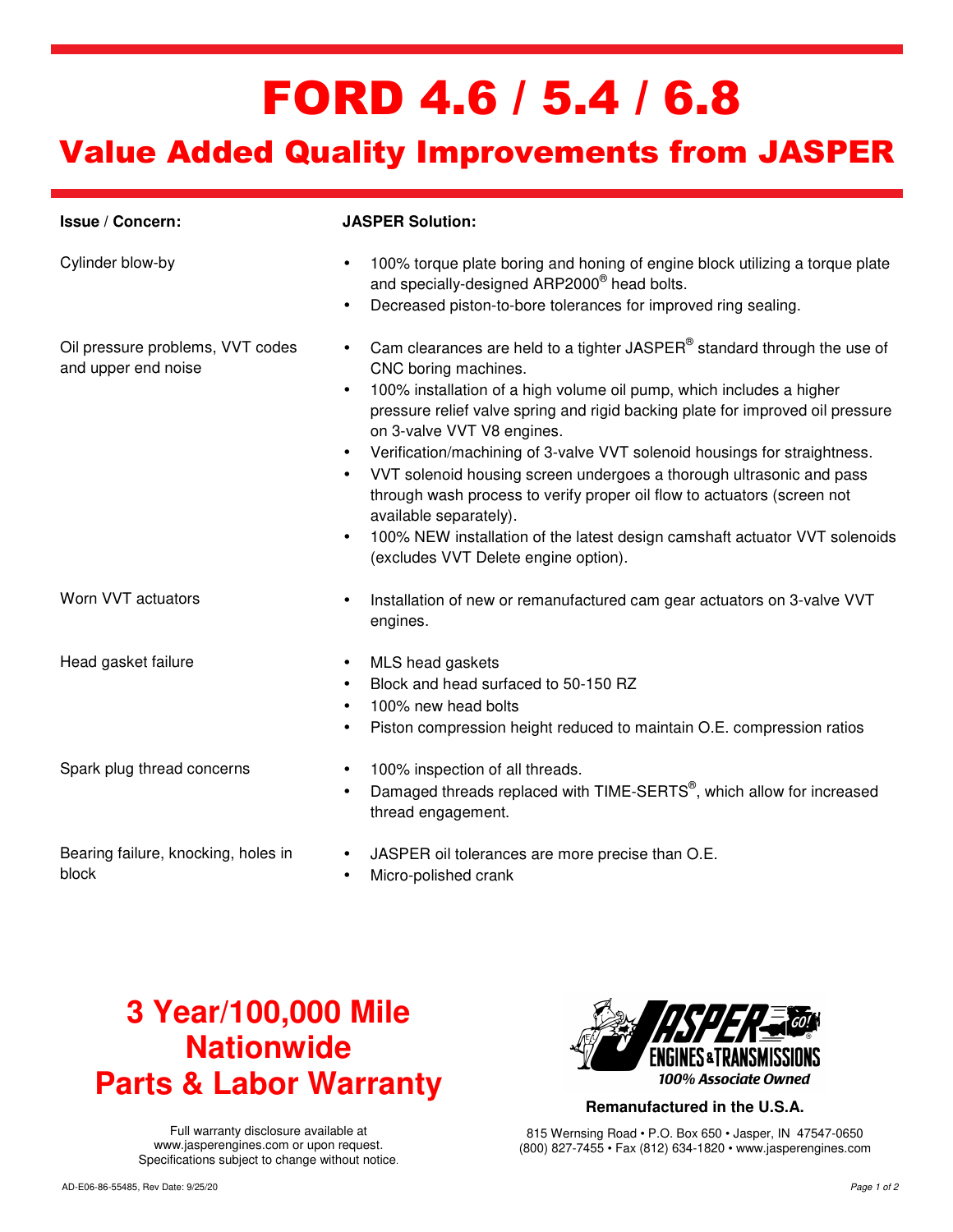# FORD 4.6 / 5.4 / 6.8

## Value Added Quality Improvements from JASPER

| Issue / Concern: | JASPER Solution: |
|---|---|
| Cylinder blow-by | • 100% torque plate boring and honing of engine block utilizing a torque plate and specially-designed ARP2000® head bolts.<br>• Decreased piston-to-bore tolerances for improved ring sealing. |
| Oil pressure problems, VVT codes and upper end noise | • Cam clearances are held to a tighter JASPER® standard through the use of CNC boring machines.<br>• 100% installation of a high volume oil pump, which includes a higher pressure relief valve spring and rigid backing plate for improved oil pressure on 3-valve VVT V8 engines.<br>• Verification/machining of 3-valve VVT solenoid housings for straightness.<br>• VVT solenoid housing screen undergoes a thorough ultrasonic and pass through wash process to verify proper oil flow to actuators (screen not available separately).<br>• 100% NEW installation of the latest design camshaft actuator VVT solenoids (excludes VVT Delete engine option). |
| Worn VVT actuators | • Installation of new or remanufactured cam gear actuators on 3-valve VVT engines. |
| Head gasket failure | • MLS head gaskets<br>• Block and head surfaced to 50-150 RZ<br>• 100% new head bolts<br>• Piston compression height reduced to maintain O.E. compression ratios |
| Spark plug thread concerns | • 100% inspection of all threads.<br>• Damaged threads replaced with TIME-SERTS®, which allow for increased thread engagement. |
| Bearing failure, knocking, holes in block | • JASPER oil tolerances are more precise than O.E.<br>• Micro-polished crank |

**3 Year/100,000 Mile Nationwide Parts & Labor Warranty**

Full warranty disclosure available at www.jasperengines.com or upon request.
Specifications subject to change without notice.

JASPER ENGINES & TRANSMISSIONS
*100% Associate Owned*

**Remanufactured in the U.S.A.**

815 Wernsing Road • P.O. Box 650 • Jasper, IN 47547-0650
(800) 827-7455 • Fax (812) 634-1820 • www.jasperengines.com

AD-E06-86-55485, Rev Date: 9/25/20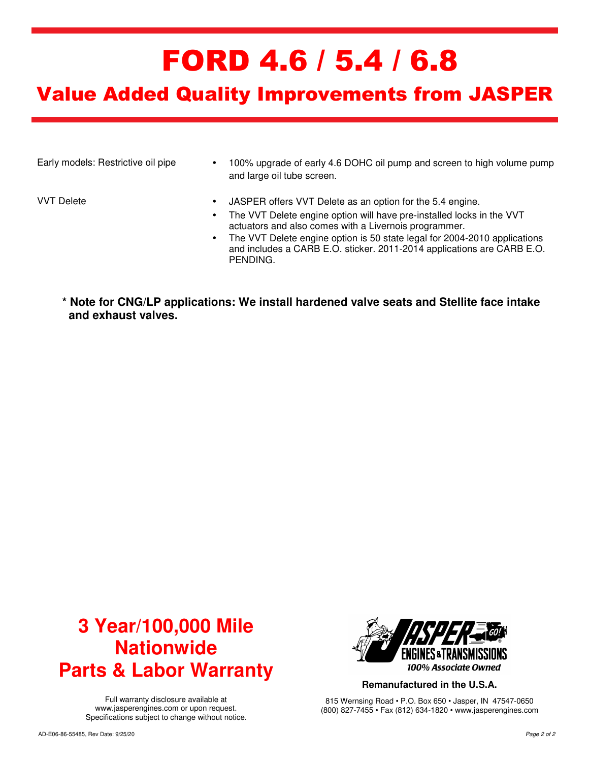# FORD 4.6 / 5.4 / 6.8

## Value Added Quality Improvements from JASPER

| | |
|---|---|
| Early models: Restrictive oil pipe | • 100% upgrade of early 4.6 DOHC oil pump and screen to high volume pump and large oil tube screen. |
| VVT Delete | • JASPER offers VVT Delete as an option for the 5.4 engine.<br>• The VVT Delete engine option will have pre-installed locks in the VVT actuators and also comes with a Livernois programmer.<br>• The VVT Delete engine option is 50 state legal for 2004-2010 applications and includes a CARB E.O. sticker. 2011-2014 applications are CARB E.O. PENDING. |

**\* Note for CNG/LP applications: We install hardened valve seats and Stellite face intake and exhaust valves.**

**3 Year/100,000 Mile Nationwide Parts & Labor Warranty**

Full warranty disclosure available at www.jasperengines.com or upon request. Specifications subject to change without notice.

JASPER ENGINES & TRANSMISSIONS
*100% Associate Owned*

**Remanufactured in the U.S.A.**

815 Wernsing Road • P.O. Box 650 • Jasper, IN 47547-0650
(800) 827-7455 • Fax (812) 634-1820 • www.jasperengines.com

AD-E06-86-55485, Rev Date: 9/25/20